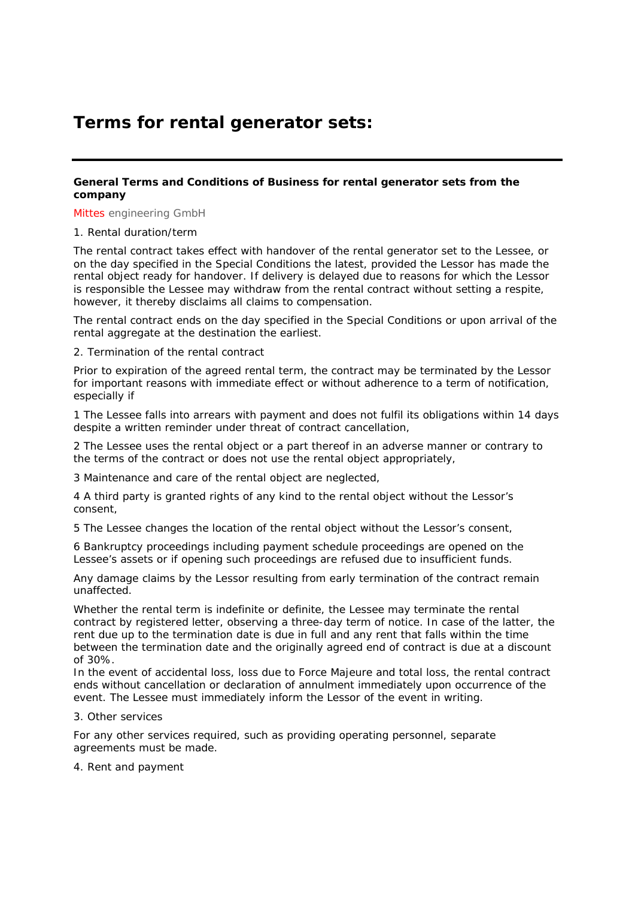# Terms for rental generator sets:

---

**General Terms and Conditions of Business for rental generator sets from the company**

Mittes engineering GmbH

1. Rental duration/term

The rental contract takes effect with handover of the rental generator set to the Lessee, or on the day specified in the Special Conditions the latest, provided the Lessor has made the rental object ready for handover. If delivery is delayed due to reasons for which the Lessor is responsible the Lessee may withdraw from the rental contract without setting a respite, however, it thereby disclaims all claims to compensation.

The rental contract ends on the day specified in the Special Conditions or upon arrival of the rental aggregate at the destination the earliest.

2. Termination of the rental contract

Prior to expiration of the agreed rental term, the contract may be terminated by the Lessor for important reasons with immediate effect or without adherence to a term of notification, especially if

1 The Lessee falls into arrears with payment and does not fulfil its obligations within 14 days despite a written reminder under threat of contract cancellation,

2 The Lessee uses the rental object or a part thereof in an adverse manner or contrary to the terms of the contract or does not use the rental object appropriately,

3 Maintenance and care of the rental object are neglected,

4 A third party is granted rights of any kind to the rental object without the Lessor's consent,

5 The Lessee changes the location of the rental object without the Lessor's consent,

6 Bankruptcy proceedings including payment schedule proceedings are opened on the Lessee's assets or if opening such proceedings are refused due to insufficient funds.

Any damage claims by the Lessor resulting from early termination of the contract remain unaffected.

Whether the rental term is indefinite or definite, the Lessee may terminate the rental contract by registered letter, observing a three-day term of notice. In case of the latter, the rent due up to the termination date is due in full and any rent that falls within the time between the termination date and the originally agreed end of contract is due at a discount of 30%.
In the event of accidental loss, loss due to Force Majeure and total loss, the rental contract ends without cancellation or declaration of annulment immediately upon occurrence of the event. The Lessee must immediately inform the Lessor of the event in writing.

3. Other services

For any other services required, such as providing operating personnel, separate agreements must be made.

4. Rent and payment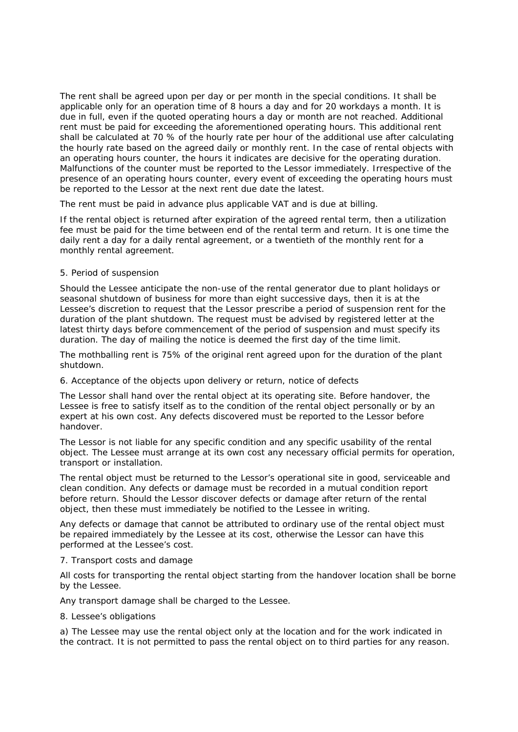The rent shall be agreed upon per day or per month in the special conditions. It shall be applicable only for an operation time of 8 hours a day and for 20 workdays a month. It is due in full, even if the quoted operating hours a day or month are not reached. Additional rent must be paid for exceeding the aforementioned operating hours. This additional rent shall be calculated at 70 % of the hourly rate per hour of the additional use after calculating the hourly rate based on the agreed daily or monthly rent. In the case of rental objects with an operating hours counter, the hours it indicates are decisive for the operating duration. Malfunctions of the counter must be reported to the Lessor immediately. Irrespective of the presence of an operating hours counter, every event of exceeding the operating hours must be reported to the Lessor at the next rent due date the latest.

The rent must be paid in advance plus applicable VAT and is due at billing.

If the rental object is returned after expiration of the agreed rental term, then a utilization fee must be paid for the time between end of the rental term and return. It is one time the daily rent a day for a daily rental agreement, or a twentieth of the monthly rent for a monthly rental agreement.

5. Period of suspension

Should the Lessee anticipate the non-use of the rental generator due to plant holidays or seasonal shutdown of business for more than eight successive days, then it is at the Lessee's discretion to request that the Lessor prescribe a period of suspension rent for the duration of the plant shutdown. The request must be advised by registered letter at the latest thirty days before commencement of the period of suspension and must specify its duration. The day of mailing the notice is deemed the first day of the time limit.

The mothballing rent is 75% of the original rent agreed upon for the duration of the plant shutdown.

6. Acceptance of the objects upon delivery or return, notice of defects

The Lessor shall hand over the rental object at its operating site. Before handover, the Lessee is free to satisfy itself as to the condition of the rental object personally or by an expert at his own cost. Any defects discovered must be reported to the Lessor before handover.

The Lessor is not liable for any specific condition and any specific usability of the rental object. The Lessee must arrange at its own cost any necessary official permits for operation, transport or installation.

The rental object must be returned to the Lessor's operational site in good, serviceable and clean condition. Any defects or damage must be recorded in a mutual condition report before return. Should the Lessor discover defects or damage after return of the rental object, then these must immediately be notified to the Lessee in writing.

Any defects or damage that cannot be attributed to ordinary use of the rental object must be repaired immediately by the Lessee at its cost, otherwise the Lessor can have this performed at the Lessee's cost.

7. Transport costs and damage

All costs for transporting the rental object starting from the handover location shall be borne by the Lessee.

Any transport damage shall be charged to the Lessee.

8. Lessee's obligations

a) The Lessee may use the rental object only at the location and for the work indicated in the contract. It is not permitted to pass the rental object on to third parties for any reason.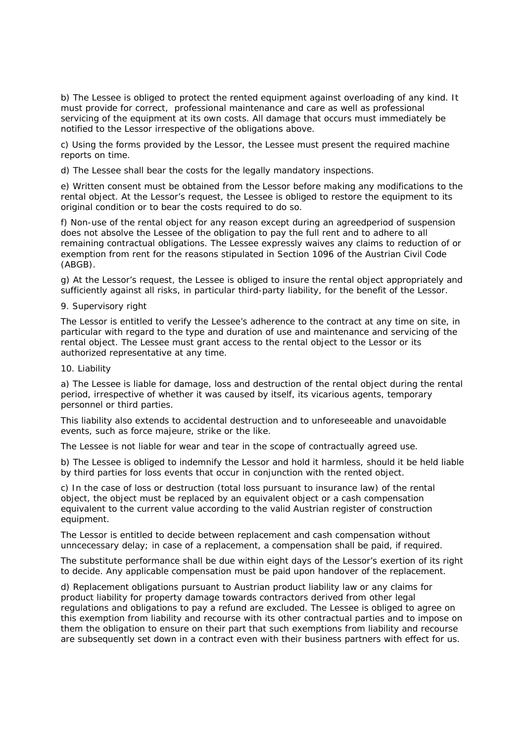b) The Lessee is obliged to protect the rented equipment against overloading of any kind. It must provide for correct, professional maintenance and care as well as professional servicing of the equipment at its own costs. All damage that occurs must immediately be notified to the Lessor irrespective of the obligations above.

c) Using the forms provided by the Lessor, the Lessee must present the required machine reports on time.

d) The Lessee shall bear the costs for the legally mandatory inspections.

e) Written consent must be obtained from the Lessor before making any modifications to the rental object. At the Lessor's request, the Lessee is obliged to restore the equipment to its original condition or to bear the costs required to do so.

f) Non-use of the rental object for any reason except during an agreedperiod of suspension does not absolve the Lessee of the obligation to pay the full rent and to adhere to all remaining contractual obligations. The Lessee expressly waives any claims to reduction of or exemption from rent for the reasons stipulated in Section 1096 of the Austrian Civil Code (ABGB).

g) At the Lessor's request, the Lessee is obliged to insure the rental object appropriately and sufficiently against all risks, in particular third-party liability, for the benefit of the Lessor.

9. Supervisory right

The Lessor is entitled to verify the Lessee's adherence to the contract at any time on site, in particular with regard to the type and duration of use and maintenance and servicing of the rental object. The Lessee must grant access to the rental object to the Lessor or its authorized representative at any time.

10. Liability

a) The Lessee is liable for damage, loss and destruction of the rental object during the rental period, irrespective of whether it was caused by itself, its vicarious agents, temporary personnel or third parties.

This liability also extends to accidental destruction and to unforeseeable and unavoidable events, such as force majeure, strike or the like.

The Lessee is not liable for wear and tear in the scope of contractually agreed use.

b) The Lessee is obliged to indemnify the Lessor and hold it harmless, should it be held liable by third parties for loss events that occur in conjunction with the rented object.

c) In the case of loss or destruction (total loss pursuant to insurance law) of the rental object, the object must be replaced by an equivalent object or a cash compensation equivalent to the current value according to the valid Austrian register of construction equipment.

The Lessor is entitled to decide between replacement and cash compensation without unncecessary delay; in case of a replacement, a compensation shall be paid, if required.

The substitute performance shall be due within eight days of the Lessor's exertion of its right to decide. Any applicable compensation must be paid upon handover of the replacement.

d) Replacement obligations pursuant to Austrian product liability law or any claims for product liability for property damage towards contractors derived from other legal regulations and obligations to pay a refund are excluded. The Lessee is obliged to agree on this exemption from liability and recourse with its other contractual parties and to impose on them the obligation to ensure on their part that such exemptions from liability and recourse are subsequently set down in a contract even with their business partners with effect for us.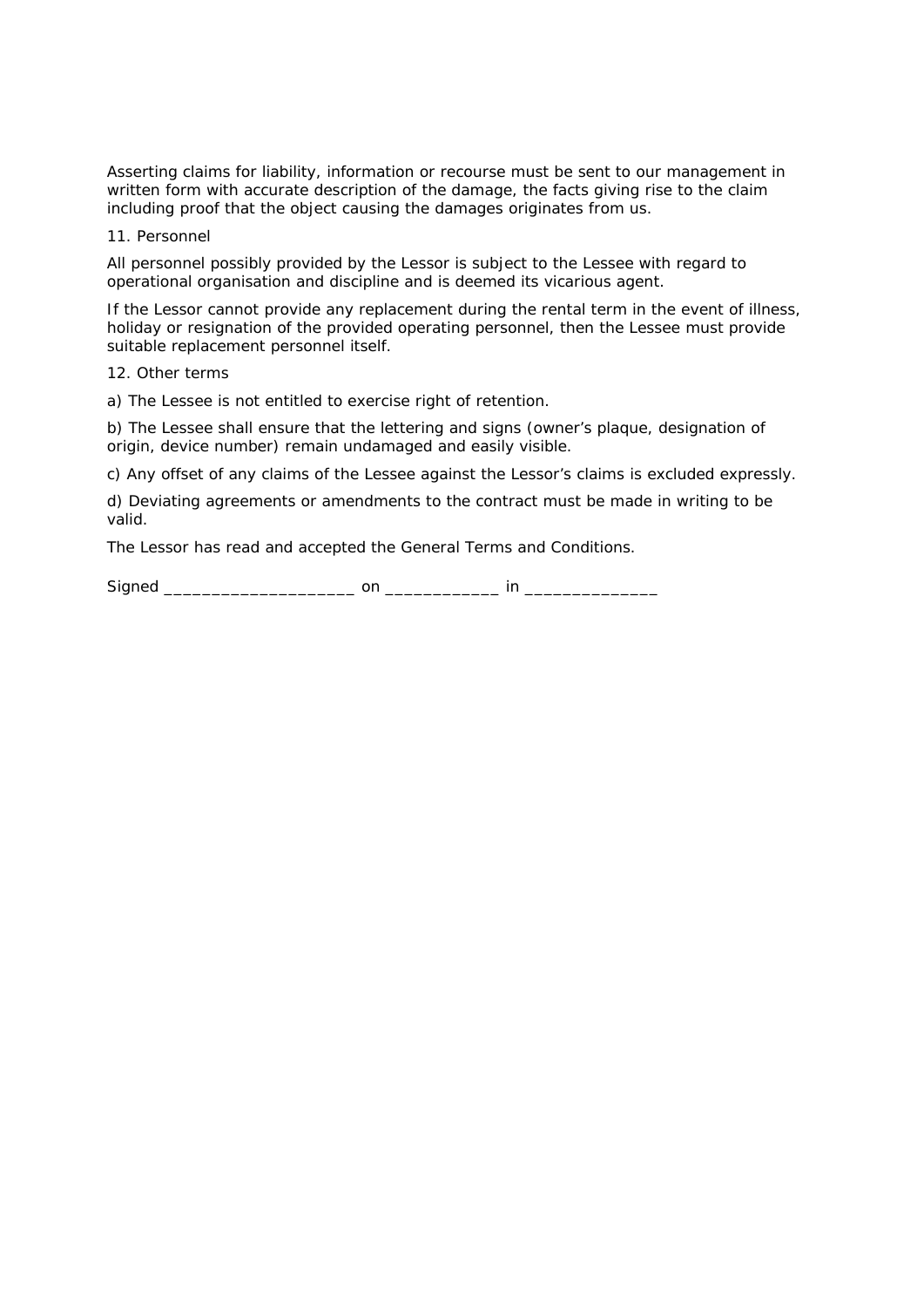Asserting claims for liability, information or recourse must be sent to our management in written form with accurate description of the damage, the facts giving rise to the claim including proof that the object causing the damages originates from us.

11. Personnel

All personnel possibly provided by the Lessor is subject to the Lessee with regard to operational organisation and discipline and is deemed its vicarious agent.

If the Lessor cannot provide any replacement during the rental term in the event of illness, holiday or resignation of the provided operating personnel, then the Lessee must provide suitable replacement personnel itself.

12. Other terms

a) The Lessee is not entitled to exercise right of retention.

b) The Lessee shall ensure that the lettering and signs (owner's plaque, designation of origin, device number) remain undamaged and easily visible.

c) Any offset of any claims of the Lessee against the Lessor's claims is excluded expressly.

d) Deviating agreements or amendments to the contract must be made in writing to be valid.

The Lessor has read and accepted the General Terms and Conditions.

Signed ____________________ on ____________ in ______________